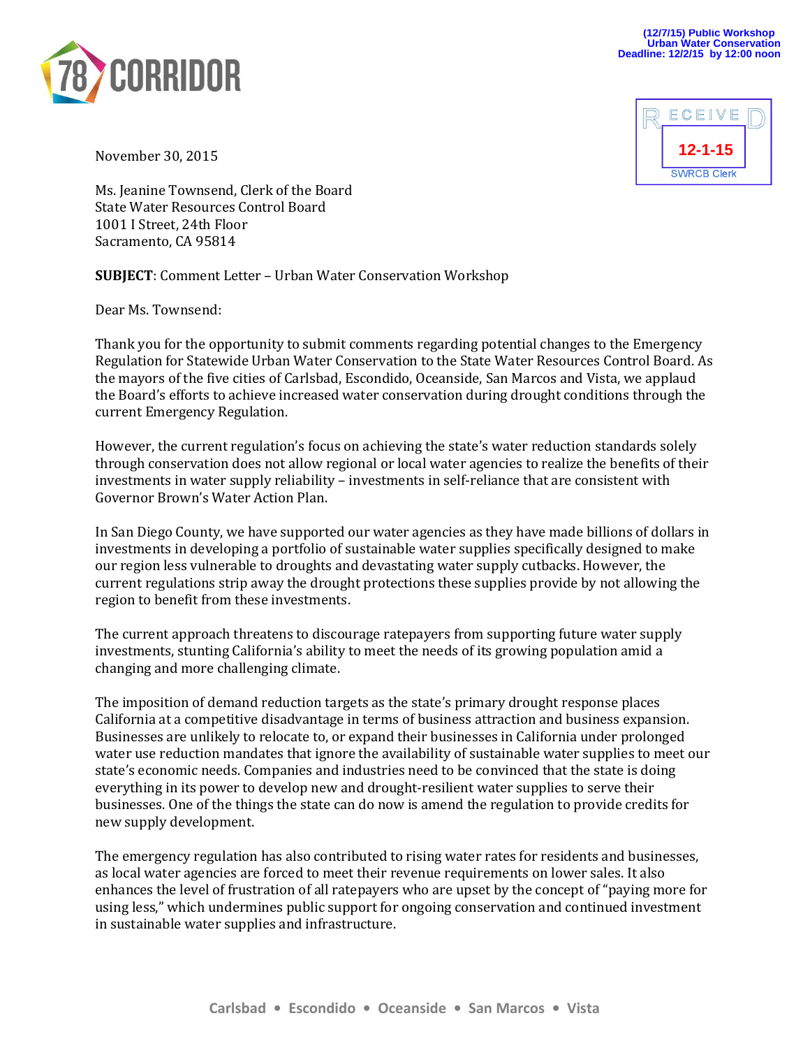78 CORRIDOR

(12/7/15) Public Workshop
Urban Water Conservation
Deadline: 12/2/15 by 12:00 noon

RECEIVED
12-1-15
SWRCB Clerk

November 30, 2015

Ms. Jeanine Townsend, Clerk of the Board
State Water Resources Control Board
1001 I Street, 24th Floor
Sacramento, CA 95814

**SUBJECT**: Comment Letter – Urban Water Conservation Workshop

Dear Ms. Townsend:

Thank you for the opportunity to submit comments regarding potential changes to the Emergency Regulation for Statewide Urban Water Conservation to the State Water Resources Control Board. As the mayors of the five cities of Carlsbad, Escondido, Oceanside, San Marcos and Vista, we applaud the Board's efforts to achieve increased water conservation during drought conditions through the current Emergency Regulation.

However, the current regulation's focus on achieving the state's water reduction standards solely through conservation does not allow regional or local water agencies to realize the benefits of their investments in water supply reliability – investments in self-reliance that are consistent with Governor Brown's Water Action Plan.

In San Diego County, we have supported our water agencies as they have made billions of dollars in investments in developing a portfolio of sustainable water supplies specifically designed to make our region less vulnerable to droughts and devastating water supply cutbacks. However, the current regulations strip away the drought protections these supplies provide by not allowing the region to benefit from these investments.

The current approach threatens to discourage ratepayers from supporting future water supply investments, stunting California's ability to meet the needs of its growing population amid a changing and more challenging climate.

The imposition of demand reduction targets as the state's primary drought response places California at a competitive disadvantage in terms of business attraction and business expansion. Businesses are unlikely to relocate to, or expand their businesses in California under prolonged water use reduction mandates that ignore the availability of sustainable water supplies to meet our state's economic needs. Companies and industries need to be convinced that the state is doing everything in its power to develop new and drought-resilient water supplies to serve their businesses. One of the things the state can do now is amend the regulation to provide credits for new supply development.

The emergency regulation has also contributed to rising water rates for residents and businesses, as local water agencies are forced to meet their revenue requirements on lower sales. It also enhances the level of frustration of all ratepayers who are upset by the concept of "paying more for using less," which undermines public support for ongoing conservation and continued investment in sustainable water supplies and infrastructure.

Carlsbad • Escondido • Oceanside • San Marcos • Vista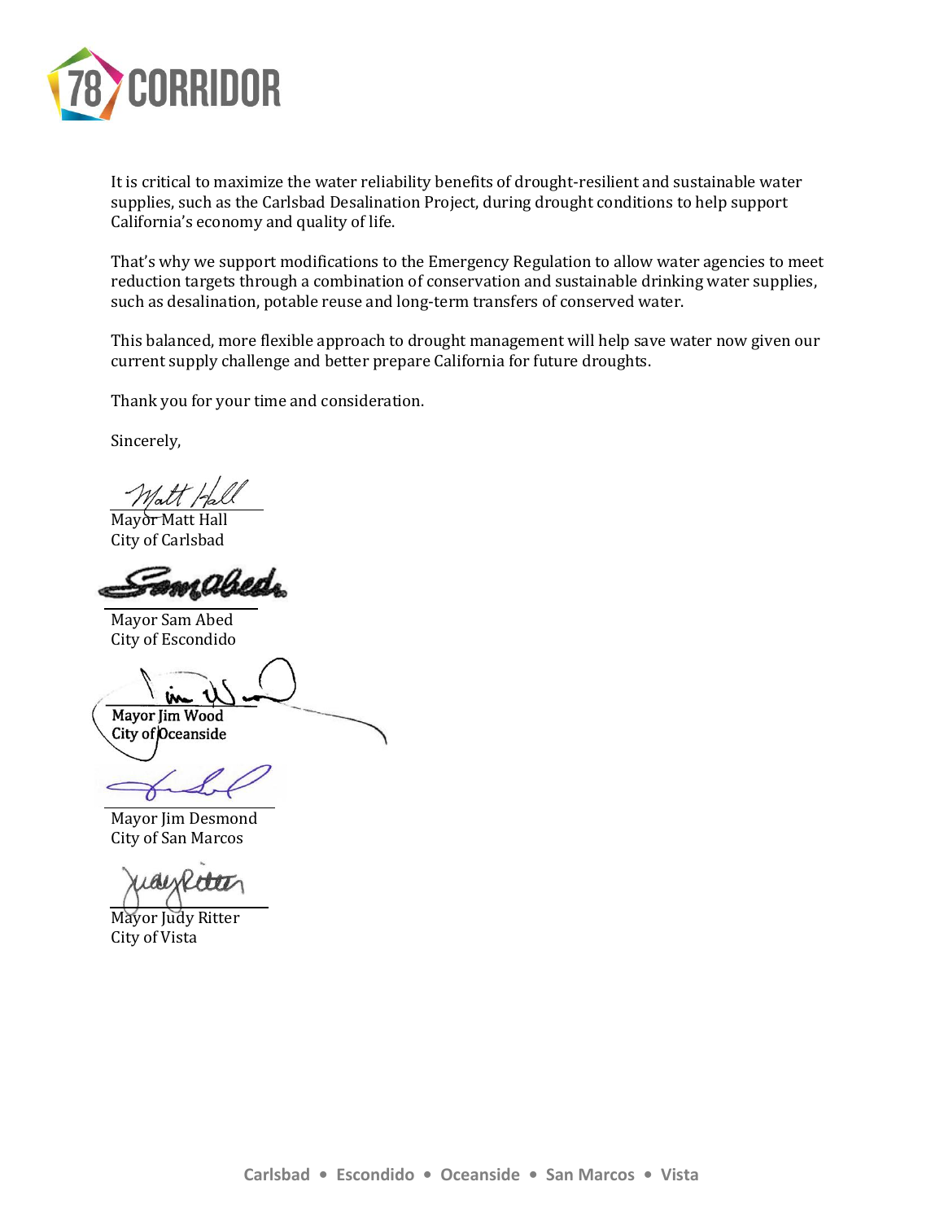It is critical to maximize the water reliability benefits of drought-resilient and sustainable water supplies, such as the Carlsbad Desalination Project, during drought conditions to help support California's economy and quality of life.

That's why we support modifications to the Emergency Regulation to allow water agencies to meet reduction targets through a combination of conservation and sustainable drinking water supplies, such as desalination, potable reuse and long-term transfers of conserved water.

This balanced, more flexible approach to drought management will help save water now given our current supply challenge and better prepare California for future droughts.

Thank you for your time and consideration.

Sincerely,

Mayor Matt Hall
City of Carlsbad

Mayor Sam Abed
City of Escondido

Mayor Jim Wood
City of Oceanside

Mayor Jim Desmond
City of San Marcos

Mayor Judy Ritter
City of Vista